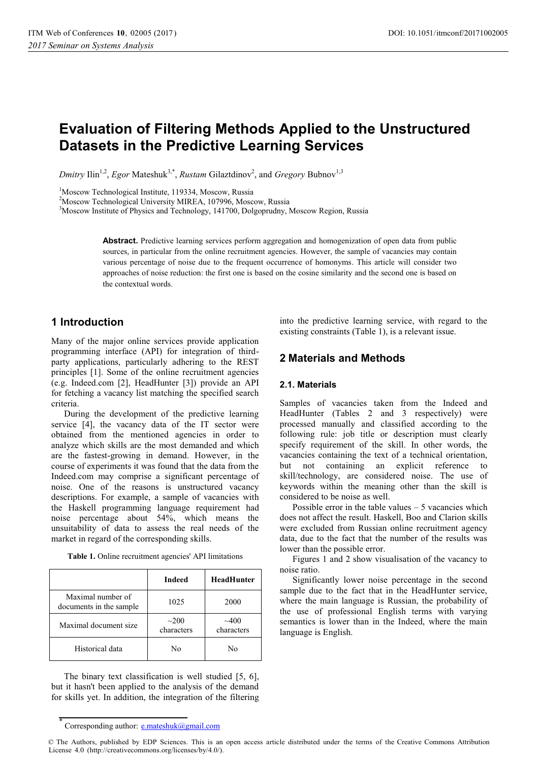# Evaluation of Filtering Methods Applied to the Unstructured Datasets in the Predictive Learning Services

*Dmitry* Ilin[1,2], *Egor* Mateshuk[3,*], *Rustam* Gilaztdinov[2], and *Gregory* Bubnov[1,3]

[1]Moscow Technological Institute, 119334, Moscow, Russia
[2]Moscow Technological University MIREA, 107996, Moscow, Russia
[3]Moscow Institute of Physics and Technology, 141700, Dolgoprudny, Moscow Region, Russia

**Abstract.** Predictive learning services perform aggregation and homogenization of open data from public sources, in particular from the online recruitment agencies. However, the sample of vacancies may contain various percentage of noise due to the frequent occurrence of homonyms. This article will consider two approaches of noise reduction: the first one is based on the cosine similarity and the second one is based on the contextual words.

## 1 Introduction

Many of the major online services provide application programming interface (API) for integration of third-party applications, particularly adhering to the REST principles [1]. Some of the online recruitment agencies (e.g. Indeed.com [2], HeadHunter [3]) provide an API for fetching a vacancy list matching the specified search criteria.

During the development of the predictive learning service [4], the vacancy data of the IT sector were obtained from the mentioned agencies in order to analyze which skills are the most demanded and which are the fastest-growing in demand. However, in the course of experiments it was found that the data from the Indeed.com may comprise a significant percentage of noise. One of the reasons is unstructured vacancy descriptions. For example, a sample of vacancies with the Haskell programming language requirement had noise percentage about 54%, which means the unsuitability of data to assess the real needs of the market in regard of the corresponding skills.

**Table 1.** Online recruitment agencies' API limitations

| | Indeed | HeadHunter |
|---|---|---|
| Maximal number of documents in the sample | 1025 | 2000 |
| Maximal document size | ~200 characters | ~400 characters |
| Historical data | No | No |

The binary text classification is well studied [5, 6], but it hasn't been applied to the analysis of the demand for skills yet. In addition, the integration of the filtering into the predictive learning service, with regard to the existing constraints (Table 1), is a relevant issue.

## 2 Materials and Methods

### 2.1. Materials

Samples of vacancies taken from the Indeed and HeadHunter (Tables 2 and 3 respectively) were processed manually and classified according to the following rule: job title or description must clearly specify requirement of the skill. In other words, the vacancies containing the text of a technical orientation, but not containing an explicit reference to skill/technology, are considered noise. The use of keywords within the meaning other than the skill is considered to be noise as well.

Possible error in the table values – 5 vacancies which does not affect the result. Haskell, Boo and Clarion skills were excluded from Russian online recruitment agency data, due to the fact that the number of the results was lower than the possible error.

Figures 1 and 2 show visualisation of the vacancy to noise ratio.

Significantly lower noise percentage in the second sample due to the fact that in the HeadHunter service, where the main language is Russian, the probability of the use of professional English terms with varying semantics is lower than in the Indeed, where the main language is English.

[*] Corresponding author: e.mateshuk@gmail.com

© The Authors, published by EDP Sciences. This is an open access article distributed under the terms of the Creative Commons Attribution License 4.0 (http://creativecommons.org/licenses/by/4.0/).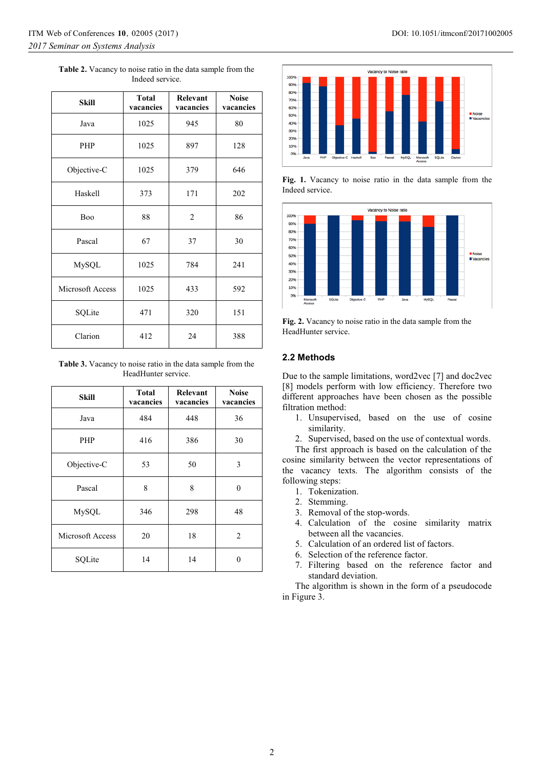**Table 2.** Vacancy to noise ratio in the data sample from the Indeed service.

| Skill | Total vacancies | Relevant vacancies | Noise vacancies |
|---|---|---|---|
| Java | 1025 | 945 | 80 |
| PHP | 1025 | 897 | 128 |
| Objective-C | 1025 | 379 | 646 |
| Haskell | 373 | 171 | 202 |
| Boo | 88 | 2 | 86 |
| Pascal | 67 | 37 | 30 |
| MySQL | 1025 | 784 | 241 |
| Microsoft Access | 1025 | 433 | 592 |
| SQLite | 471 | 320 | 151 |
| Clarion | 412 | 24 | 388 |

**Table 3.** Vacancy to noise ratio in the data sample from the HeadHunter service.

| Skill | Total vacancies | Relevant vacancies | Noise vacancies |
|---|---|---|---|
| Java | 484 | 448 | 36 |
| PHP | 416 | 386 | 30 |
| Objective-C | 53 | 50 | 3 |
| Pascal | 8 | 8 | 0 |
| MySQL | 346 | 298 | 48 |
| Microsoft Access | 20 | 18 | 2 |
| SQLite | 14 | 14 | 0 |

**Fig. 1.** Vacancy to noise ratio in the data sample from the Indeed service.

**Fig. 2.** Vacancy to noise ratio in the data sample from the HeadHunter service.

## 2.2 Methods

Due to the sample limitations, word2vec [7] and doc2vec [8] models perform with low efficiency. Therefore two different approaches have been chosen as the possible filtration method:

1. Unsupervised, based on the use of cosine similarity.
2. Supervised, based on the use of contextual words.

The first approach is based on the calculation of the cosine similarity between the vector representations of the vacancy texts. The algorithm consists of the following steps:

1. Tokenization.
2. Stemming.
3. Removal of the stop-words.
4. Calculation of the cosine similarity matrix between all the vacancies.
5. Calculation of an ordered list of factors.
6. Selection of the reference factor.
7. Filtering based on the reference factor and standard deviation.

The algorithm is shown in the form of a pseudocode in Figure 3.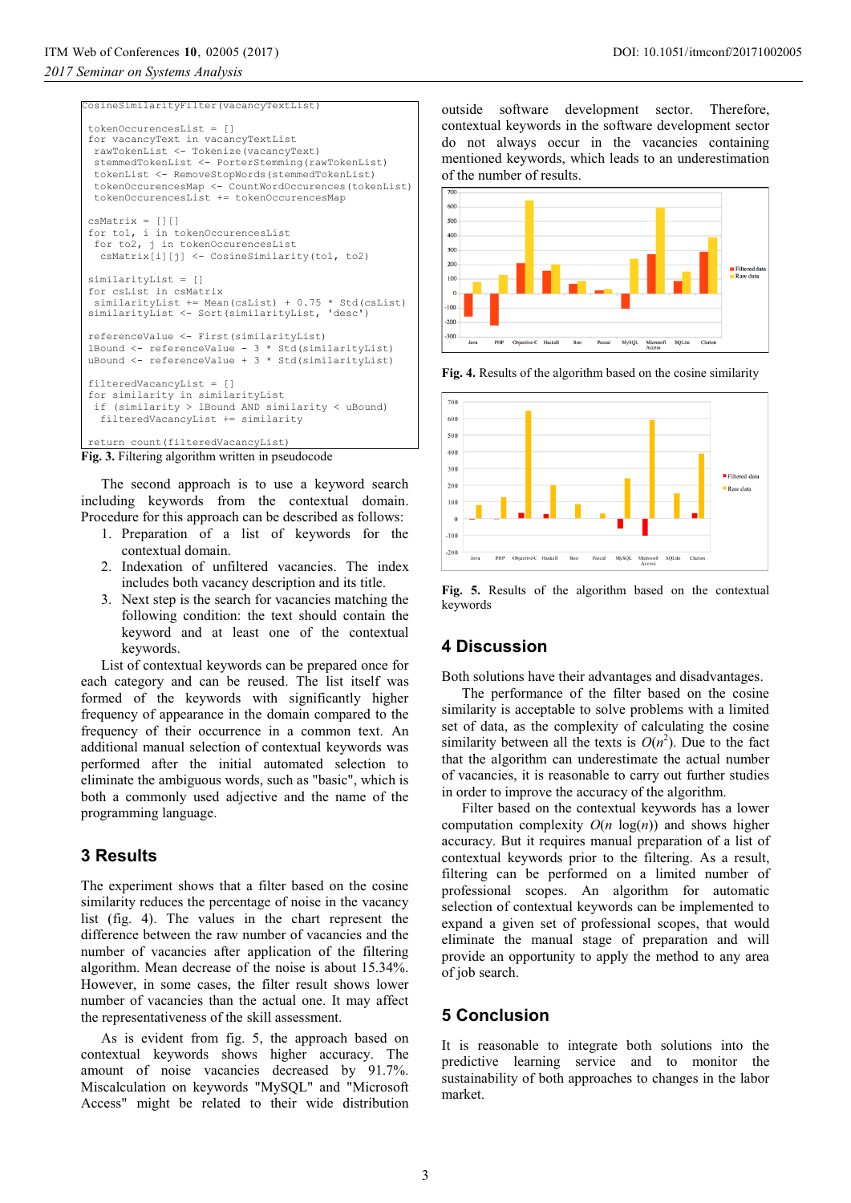```
CosineSimilarityFilter(vacancyTextList)

tokenOccurencesList = []
for vacancyText in vacancyTextList
 rawTokenList <- Tokenize(vacancyText)
 stemmedTokenList <- PorterStemming(rawTokenList)
 tokenList <- RemoveStopWords(stemmedTokenList)
 tokenOccurencesMap <- CountWordOccurences(tokenList)
 tokenOccurencesList += tokenOccurencesMap

csMatrix = [][]
for to1, i in tokenOccurencesList
 for to2, j in tokenOccurencesList
  csMatrix[i][j] <- CosineSimilarity(to1, to2)

similarityList = []
for csList in csMatrix
 similarityList += Mean(csList) + 0.75 * Std(csList)
similarityList <- Sort(similarityList, 'desc')

referenceValue <- First(similarityList)
lBound <- referenceValue - 3 * Std(similarityList)
uBound <- referenceValue + 3 * Std(similarityList)

filteredVacancyList = []
for similarity in similarityList
 if (similarity > lBound AND similarity < uBound)
  filteredVacancyList += similarity

return count(filteredVacancyList)
```

**Fig. 3.** Filtering algorithm written in pseudocode

The second approach is to use a keyword search including keywords from the contextual domain. Procedure for this approach can be described as follows:

1. Preparation of a list of keywords for the contextual domain.
2. Indexation of unfiltered vacancies. The index includes both vacancy description and its title.
3. Next step is the search for vacancies matching the following condition: the text should contain the keyword and at least one of the contextual keywords.

List of contextual keywords can be prepared once for each category and can be reused. The list itself was formed of the keywords with significantly higher frequency of appearance in the domain compared to the frequency of their occurrence in a common text. An additional manual selection of contextual keywords was performed after the initial automated selection to eliminate the ambiguous words, such as "basic", which is both a commonly used adjective and the name of the programming language.

## 3 Results

The experiment shows that a filter based on the cosine similarity reduces the percentage of noise in the vacancy list (fig. 4). The values in the chart represent the difference between the raw number of vacancies and the number of vacancies after application of the filtering algorithm. Mean decrease of the noise is about 15.34%. However, in some cases, the filter result shows lower number of vacancies than the actual one. It may affect the representativeness of the skill assessment.

As is evident from fig. 5, the approach based on contextual keywords shows higher accuracy. The amount of noise vacancies decreased by 91.7%. Miscalculation on keywords "MySQL" and "Microsoft Access" might be related to their wide distribution outside software development sector. Therefore, contextual keywords in the software development sector do not always occur in the vacancies containing mentioned keywords, which leads to an underestimation of the number of results.

**Fig. 4.** Results of the algorithm based on the cosine similarity

**Fig. 5.** Results of the algorithm based on the contextual keywords

## 4 Discussion

Both solutions have their advantages and disadvantages.

The performance of the filter based on the cosine similarity is acceptable to solve problems with a limited set of data, as the complexity of calculating the cosine similarity between all the texts is $O(n^2)$. Due to the fact that the algorithm can underestimate the actual number of vacancies, it is reasonable to carry out further studies in order to improve the accuracy of the algorithm.

Filter based on the contextual keywords has a lower computation complexity $O(n \log(n))$ and shows higher accuracy. But it requires manual preparation of a list of contextual keywords prior to the filtering. As a result, filtering can be performed on a limited number of professional scopes. An algorithm for automatic selection of contextual keywords can be implemented to expand a given set of professional scopes, that would eliminate the manual stage of preparation and will provide an opportunity to apply the method to any area of job search.

## 5 Conclusion

It is reasonable to integrate both solutions into the predictive learning service and to monitor the sustainability of both approaches to changes in the labor market.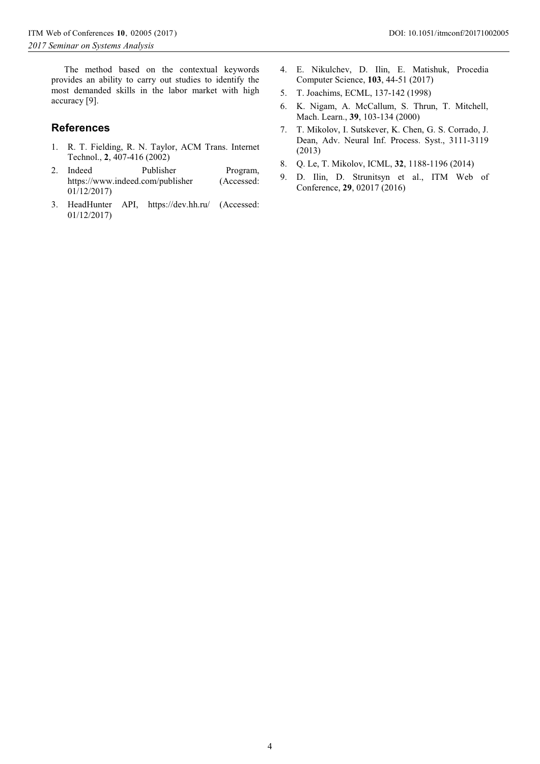The method based on the contextual keywords provides an ability to carry out studies to identify the most demanded skills in the labor market with high accuracy [9].

## References

1. R. T. Fielding, R. N. Taylor, ACM Trans. Internet Technol., **2**, 407-416 (2002)
2. Indeed Publisher Program, https://www.indeed.com/publisher (Accessed: 01/12/2017)
3. HeadHunter API, https://dev.hh.ru/ (Accessed: 01/12/2017)
4. E. Nikulchev, D. Ilin, E. Matishuk, Procedia Computer Science, **103**, 44-51 (2017)
5. T. Joachims, ECML, 137-142 (1998)
6. K. Nigam, A. McCallum, S. Thrun, T. Mitchell, Mach. Learn., **39**, 103-134 (2000)
7. T. Mikolov, I. Sutskever, K. Chen, G. S. Corrado, J. Dean, Adv. Neural Inf. Process. Syst., 3111-3119 (2013)
8. Q. Le, T. Mikolov, ICML, **32**, 1188-1196 (2014)
9. D. Ilin, D. Strunitsyn et al., ITM Web of Conference, **29**, 02017 (2016)